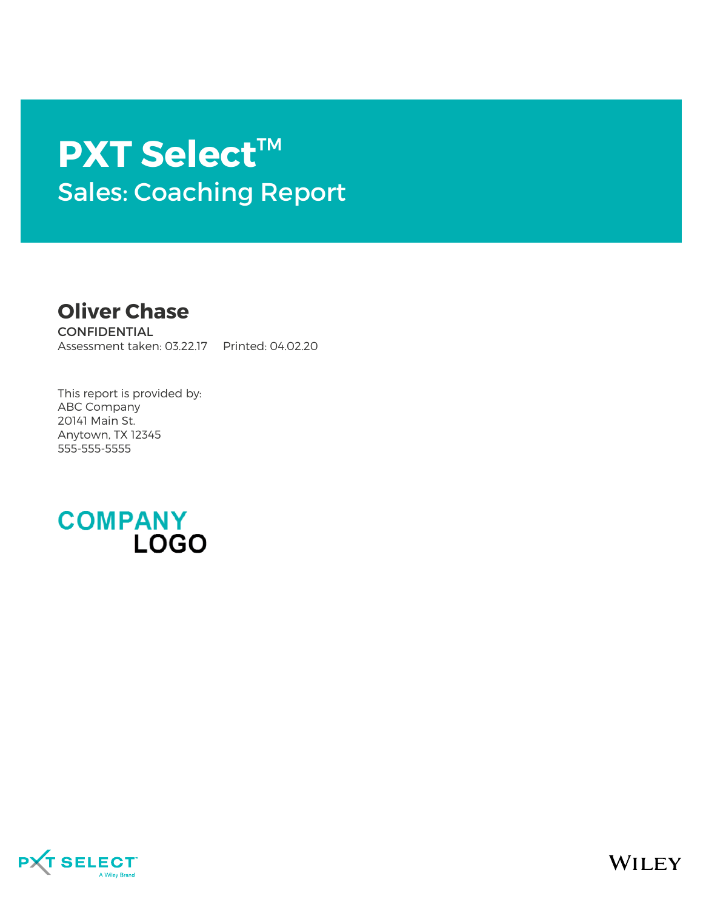# PXT Select™

## Sales: Coaching Report

## Oliver Chase

CONFIDENTIAL

Assessment taken: 03.22.17 Printed: 04.02.20

This report is provided by:
ABC Company
20141 Main St.
Anytown, TX 12345
555-555-5555

COMPANY LOGO

PXT SELECT™ A Wiley Brand

WILEY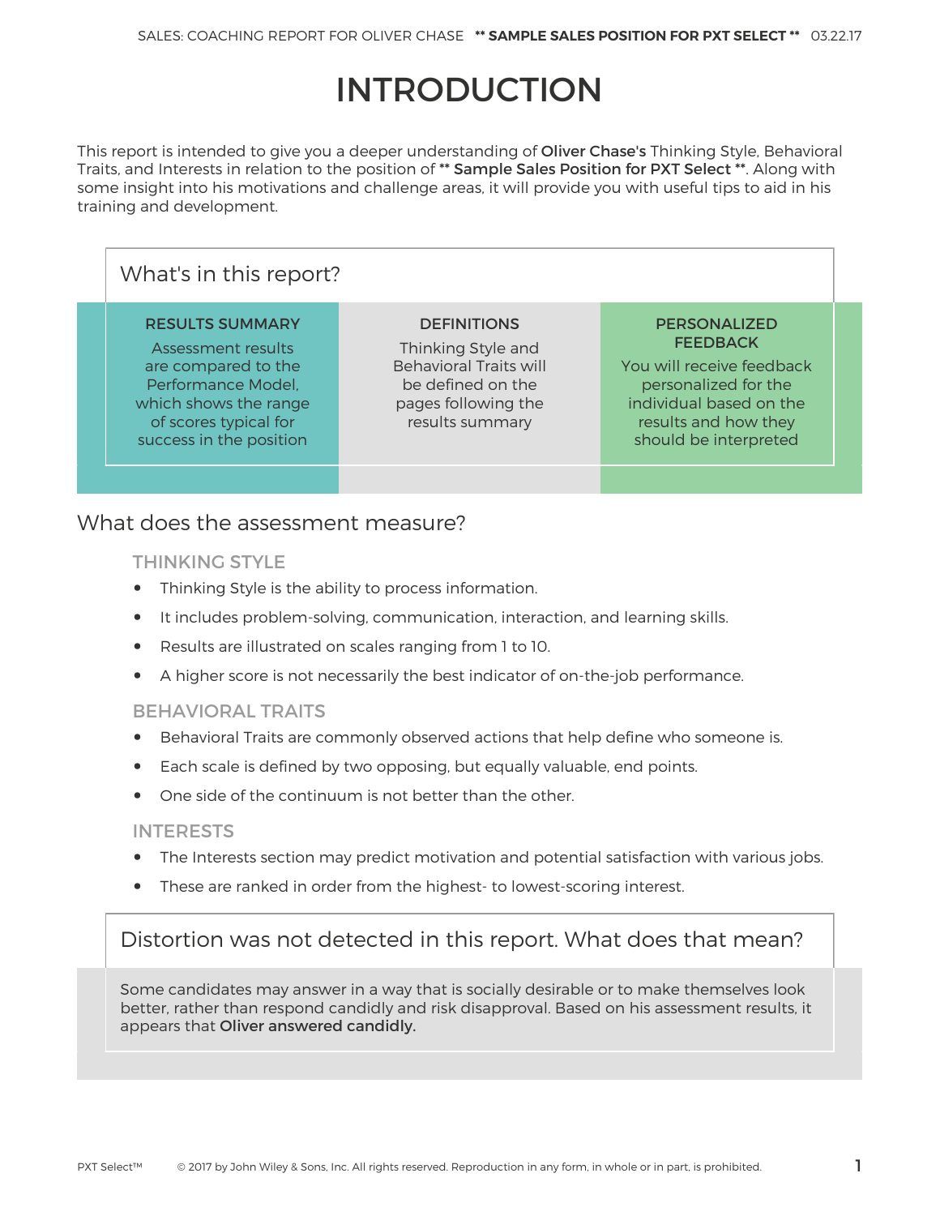# INTRODUCTION

This report is intended to give you a deeper understanding of **Oliver Chase's** Thinking Style, Behavioral Traits, and Interests in relation to the position of **** Sample Sales Position for PXT Select ****. Along with some insight into his motivations and challenge areas, it will provide you with useful tips to aid in his training and development.

## What's in this report?

| RESULTS SUMMARY | DEFINITIONS | PERSONALIZED FEEDBACK |
| --- | --- | --- |
| Assessment results are compared to the Performance Model, which shows the range of scores typical for success in the position | Thinking Style and Behavioral Traits will be defined on the pages following the results summary | You will receive feedback personalized for the individual based on the results and how they should be interpreted |

## What does the assessment measure?

### THINKING STYLE

- Thinking Style is the ability to process information.
- It includes problem-solving, communication, interaction, and learning skills.
- Results are illustrated on scales ranging from 1 to 10.
- A higher score is not necessarily the best indicator of on-the-job performance.

### BEHAVIORAL TRAITS

- Behavioral Traits are commonly observed actions that help define who someone is.
- Each scale is defined by two opposing, but equally valuable, end points.
- One side of the continuum is not better than the other.

### INTERESTS

- The Interests section may predict motivation and potential satisfaction with various jobs.
- These are ranked in order from the highest- to lowest-scoring interest.

## Distortion was not detected in this report. What does that mean?

Some candidates may answer in a way that is socially desirable or to make themselves look better, rather than respond candidly and risk disapproval. Based on his assessment results, it appears that **Oliver answered candidly.**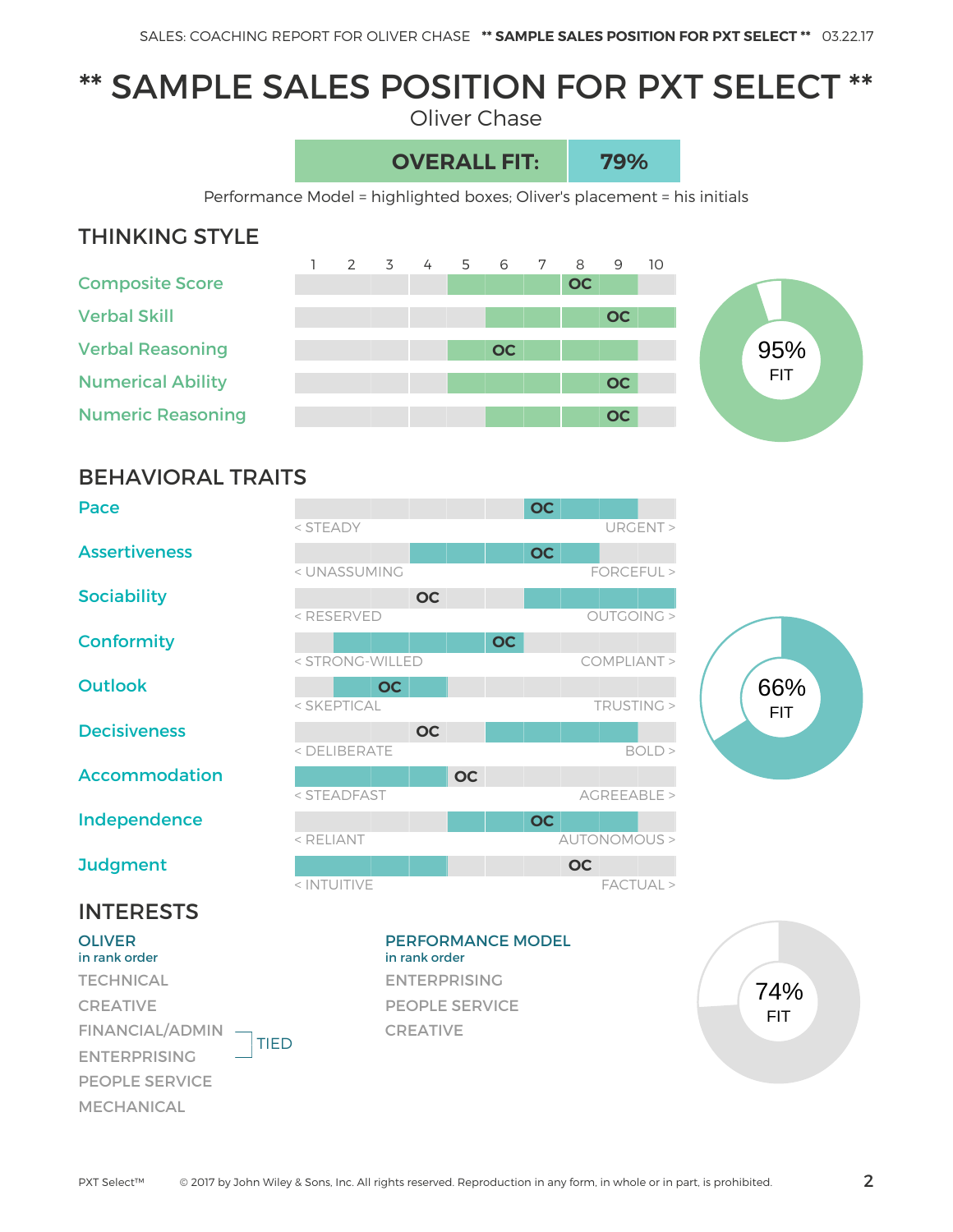# ** SAMPLE SALES POSITION FOR PXT SELECT **

Oliver Chase

| OVERALL FIT: | 79% |
|---|---|

Performance Model = highlighted boxes; Oliver's placement = his initials

## THINKING STYLE

| | Performance Model | Oliver's placement |
|---|---|---|
| Composite Score | 5–9 | 8 |
| Verbal Skill | 6–10 | 9 |
| Verbal Reasoning | 5–9 | 6 |
| Numerical Ability | 5–9 | 9 |
| Numeric Reasoning | 6–9 | 9 |

95% FIT

## BEHAVIORAL TRAITS

| | Scale | Performance Model | Oliver's placement |
|---|---|---|---|
| Pace | < STEADY — URGENT > | 7–9 | 7 |
| Assertiveness | < UNASSUMING — FORCEFUL > | 4–8 | 7 |
| Sociability | < RESERVED — OUTGOING > | 7–10 | 4 |
| Conformity | < STRONG-WILLED — COMPLIANT > | 2–6 | 6 |
| Outlook | < SKEPTICAL — TRUSTING > | 2–4 | 3 |
| Decisiveness | < DELIBERATE — BOLD > | 6–9 | 4 |
| Accommodation | < STEADFAST — AGREEABLE > | 1–4 | 5 |
| Independence | < RELIANT — AUTONOMOUS > | 5–9 | 7 |
| Judgment | < INTUITIVE — FACTUAL > | 1–4 | 8 |

66% FIT

## INTERESTS

**OLIVER**
in rank order

- TECHNICAL
- CREATIVE
- FINANCIAL/ADMIN (TIED)
- ENTERPRISING (TIED)
- PEOPLE SERVICE
- MECHANICAL

**PERFORMANCE MODEL**
in rank order

- ENTERPRISING
- PEOPLE SERVICE
- CREATIVE

74% FIT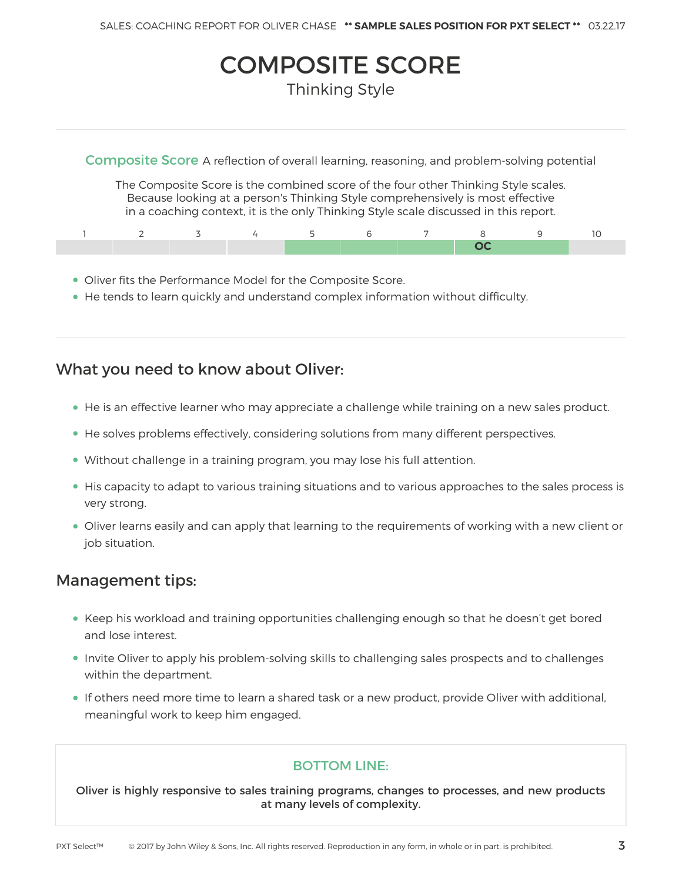# COMPOSITE SCORE

## Thinking Style

**Composite Score** A reflection of overall learning, reasoning, and problem-solving potential

The Composite Score is the combined score of the four other Thinking Style scales. Because looking at a person's Thinking Style comprehensively is most effective in a coaching context, it is the only Thinking Style scale discussed in this report.

| 1 | 2 | 3 | 4 | 5 | 6 | 7 | 8 | 9 | 10 |
|---|---|---|---|---|---|---|---|---|---|
| | | | | | | | OC | | |

- Oliver fits the Performance Model for the Composite Score.
- He tends to learn quickly and understand complex information without difficulty.

## What you need to know about Oliver:

- He is an effective learner who may appreciate a challenge while training on a new sales product.
- He solves problems effectively, considering solutions from many different perspectives.
- Without challenge in a training program, you may lose his full attention.
- His capacity to adapt to various training situations and to various approaches to the sales process is very strong.
- Oliver learns easily and can apply that learning to the requirements of working with a new client or job situation.

## Management tips:

- Keep his workload and training opportunities challenging enough so that he doesn't get bored and lose interest.
- Invite Oliver to apply his problem-solving skills to challenging sales prospects and to challenges within the department.
- If others need more time to learn a shared task or a new product, provide Oliver with additional, meaningful work to keep him engaged.

**BOTTOM LINE:**

**Oliver is highly responsive to sales training programs, changes to processes, and new products at many levels of complexity.**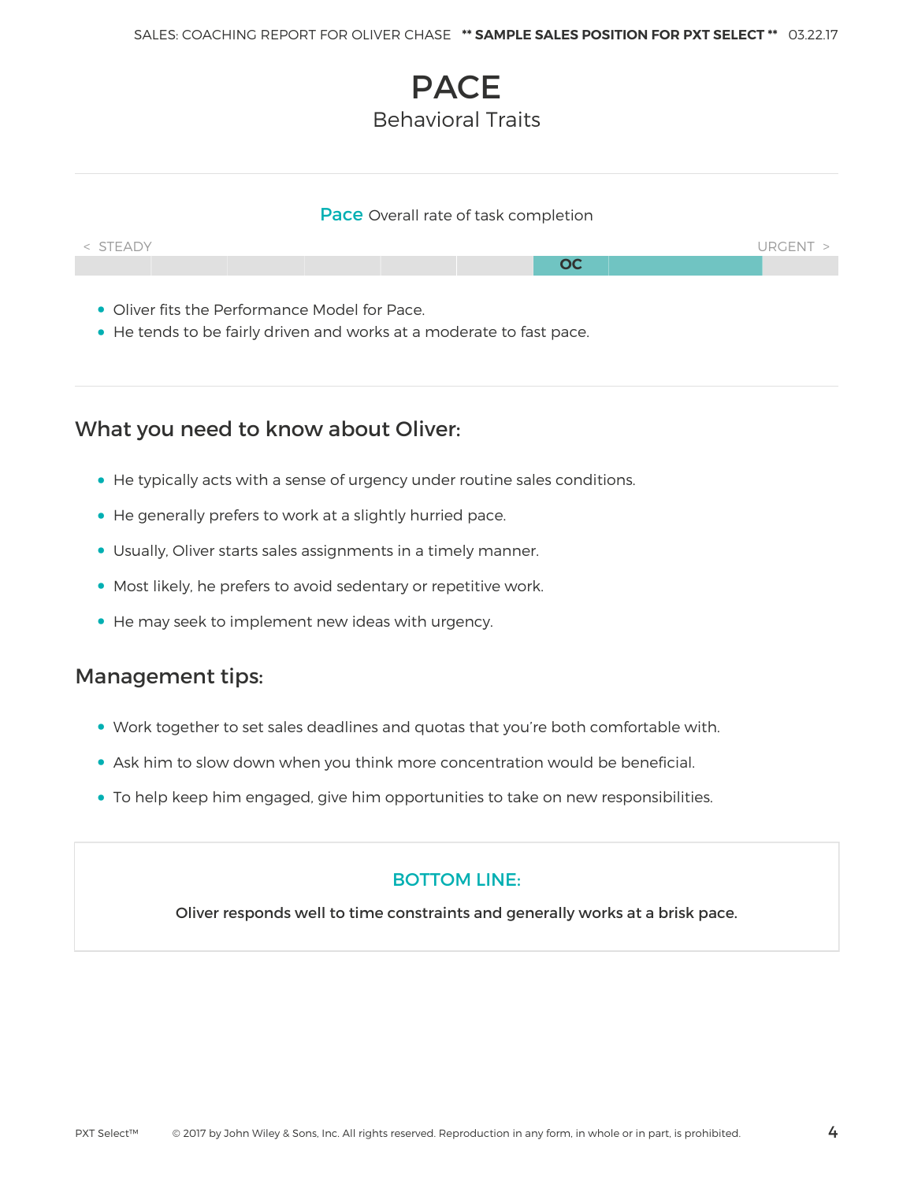# PACE

Behavioral Traits

**Pace** Overall rate of task completion

< STEADY | URGENT >

OC

- Oliver fits the Performance Model for Pace.
- He tends to be fairly driven and works at a moderate to fast pace.

## What you need to know about Oliver:

- He typically acts with a sense of urgency under routine sales conditions.
- He generally prefers to work at a slightly hurried pace.
- Usually, Oliver starts sales assignments in a timely manner.
- Most likely, he prefers to avoid sedentary or repetitive work.
- He may seek to implement new ideas with urgency.

## Management tips:

- Work together to set sales deadlines and quotas that you're both comfortable with.
- Ask him to slow down when you think more concentration would be beneficial.
- To help keep him engaged, give him opportunities to take on new responsibilities.

### BOTTOM LINE:

**Oliver responds well to time constraints and generally works at a brisk pace.**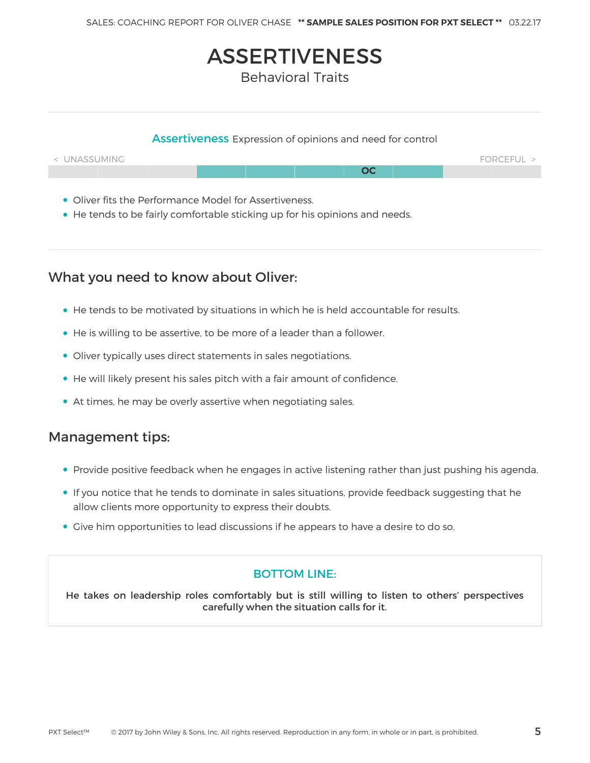# ASSERTIVENESS

Behavioral Traits

**Assertiveness** Expression of opinions and need for control

< UNASSUMING FORCEFUL >

OC

- Oliver fits the Performance Model for Assertiveness.
- He tends to be fairly comfortable sticking up for his opinions and needs.

## What you need to know about Oliver:

- He tends to be motivated by situations in which he is held accountable for results.
- He is willing to be assertive, to be more of a leader than a follower.
- Oliver typically uses direct statements in sales negotiations.
- He will likely present his sales pitch with a fair amount of confidence.
- At times, he may be overly assertive when negotiating sales.

## Management tips:

- Provide positive feedback when he engages in active listening rather than just pushing his agenda.
- If you notice that he tends to dominate in sales situations, provide feedback suggesting that he allow clients more opportunity to express their doubts.
- Give him opportunities to lead discussions if he appears to have a desire to do so.

**BOTTOM LINE:**

**He takes on leadership roles comfortably but is still willing to listen to others' perspectives carefully when the situation calls for it.**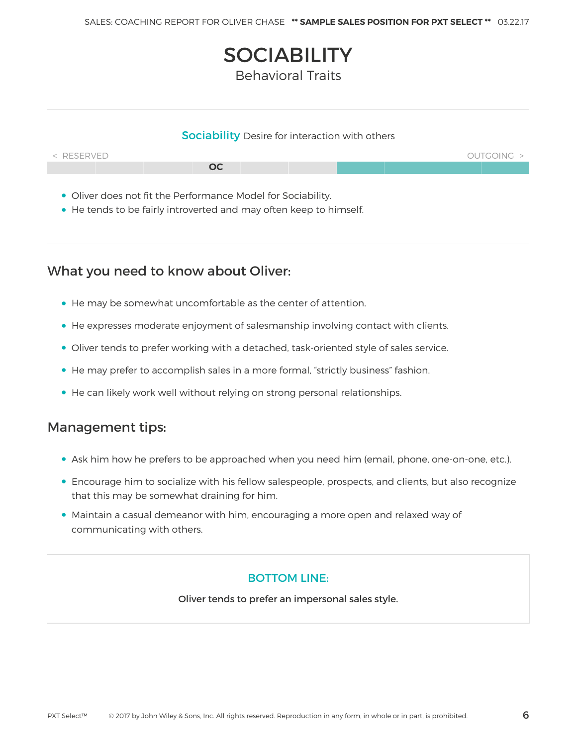# SOCIABILITY

Behavioral Traits

**Sociability** Desire for interaction with others

< RESERVED | OC | OUTGOING >

- Oliver does not fit the Performance Model for Sociability.
- He tends to be fairly introverted and may often keep to himself.

## What you need to know about Oliver:

- He may be somewhat uncomfortable as the center of attention.
- He expresses moderate enjoyment of salesmanship involving contact with clients.
- Oliver tends to prefer working with a detached, task-oriented style of sales service.
- He may prefer to accomplish sales in a more formal, “strictly business” fashion.
- He can likely work well without relying on strong personal relationships.

## Management tips:

- Ask him how he prefers to be approached when you need him (email, phone, one-on-one, etc.).
- Encourage him to socialize with his fellow salespeople, prospects, and clients, but also recognize that this may be somewhat draining for him.
- Maintain a casual demeanor with him, encouraging a more open and relaxed way of communicating with others.

**BOTTOM LINE:**

**Oliver tends to prefer an impersonal sales style.**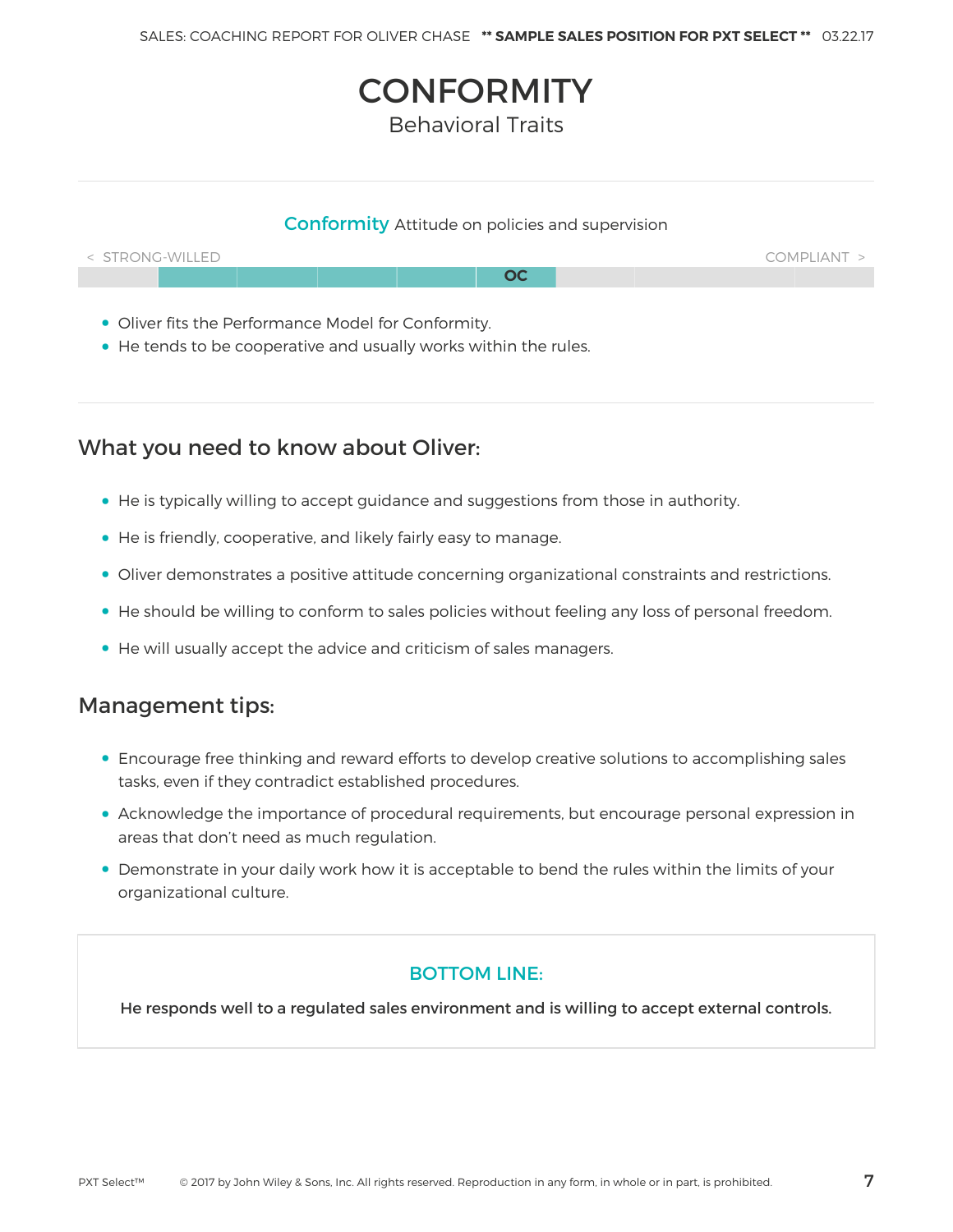# CONFORMITY

Behavioral Traits

**Conformity** Attitude on policies and supervision

< STRONG-WILLED | COMPLIANT >

OC

- Oliver fits the Performance Model for Conformity.
- He tends to be cooperative and usually works within the rules.

## What you need to know about Oliver:

- He is typically willing to accept guidance and suggestions from those in authority.
- He is friendly, cooperative, and likely fairly easy to manage.
- Oliver demonstrates a positive attitude concerning organizational constraints and restrictions.
- He should be willing to conform to sales policies without feeling any loss of personal freedom.
- He will usually accept the advice and criticism of sales managers.

## Management tips:

- Encourage free thinking and reward efforts to develop creative solutions to accomplishing sales tasks, even if they contradict established procedures.
- Acknowledge the importance of procedural requirements, but encourage personal expression in areas that don't need as much regulation.
- Demonstrate in your daily work how it is acceptable to bend the rules within the limits of your organizational culture.

**BOTTOM LINE:**

**He responds well to a regulated sales environment and is willing to accept external controls.**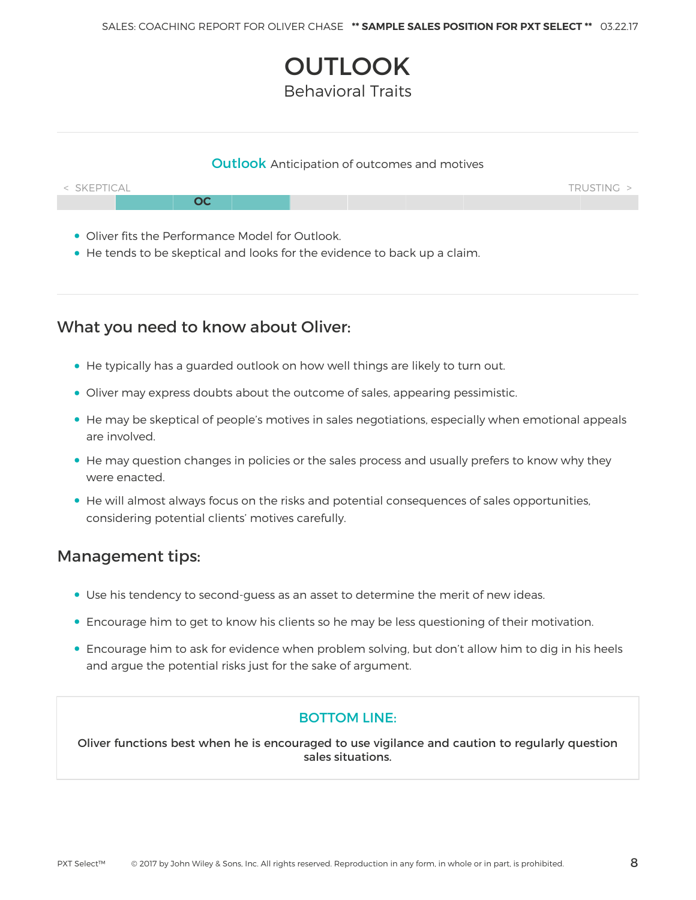# OUTLOOK

Behavioral Traits

**Outlook** Anticipation of outcomes and motives

< SKEPTICAL TRUSTING >

OC

- Oliver fits the Performance Model for Outlook.
- He tends to be skeptical and looks for the evidence to back up a claim.

## What you need to know about Oliver:

- He typically has a guarded outlook on how well things are likely to turn out.
- Oliver may express doubts about the outcome of sales, appearing pessimistic.
- He may be skeptical of people's motives in sales negotiations, especially when emotional appeals are involved.
- He may question changes in policies or the sales process and usually prefers to know why they were enacted.
- He will almost always focus on the risks and potential consequences of sales opportunities, considering potential clients' motives carefully.

## Management tips:

- Use his tendency to second-guess as an asset to determine the merit of new ideas.
- Encourage him to get to know his clients so he may be less questioning of their motivation.
- Encourage him to ask for evidence when problem solving, but don't allow him to dig in his heels and argue the potential risks just for the sake of argument.

### BOTTOM LINE:

**Oliver functions best when he is encouraged to use vigilance and caution to regularly question sales situations.**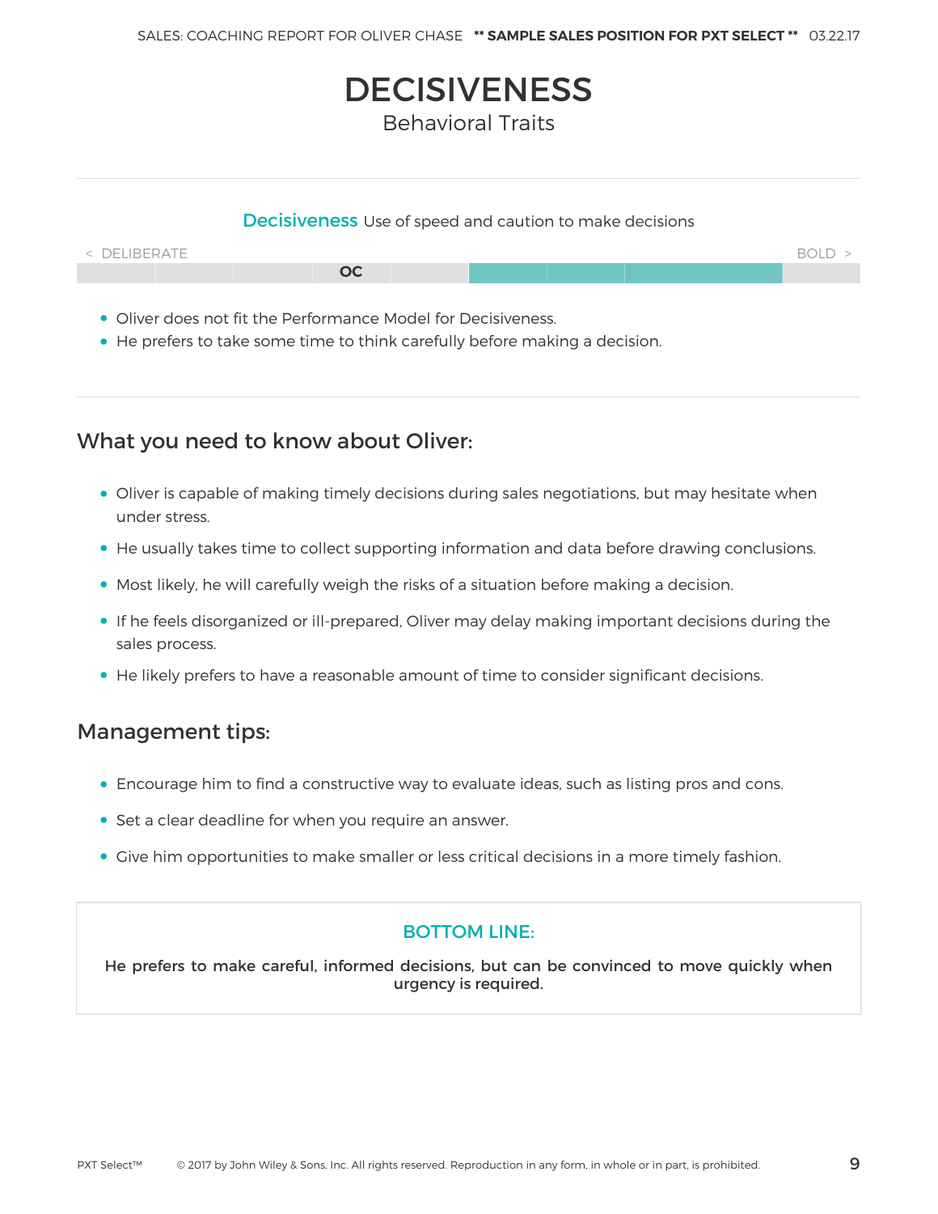# DECISIVENESS

Behavioral Traits

**Decisiveness** Use of speed and caution to make decisions

< DELIBERATE — OC — BOLD >

- Oliver does not fit the Performance Model for Decisiveness.
- He prefers to take some time to think carefully before making a decision.

## What you need to know about Oliver:

- Oliver is capable of making timely decisions during sales negotiations, but may hesitate when under stress.
- He usually takes time to collect supporting information and data before drawing conclusions.
- Most likely, he will carefully weigh the risks of a situation before making a decision.
- If he feels disorganized or ill-prepared, Oliver may delay making important decisions during the sales process.
- He likely prefers to have a reasonable amount of time to consider significant decisions.

## Management tips:

- Encourage him to find a constructive way to evaluate ideas, such as listing pros and cons.
- Set a clear deadline for when you require an answer.
- Give him opportunities to make smaller or less critical decisions in a more timely fashion.

### BOTTOM LINE:

**He prefers to make careful, informed decisions, but can be convinced to move quickly when urgency is required.**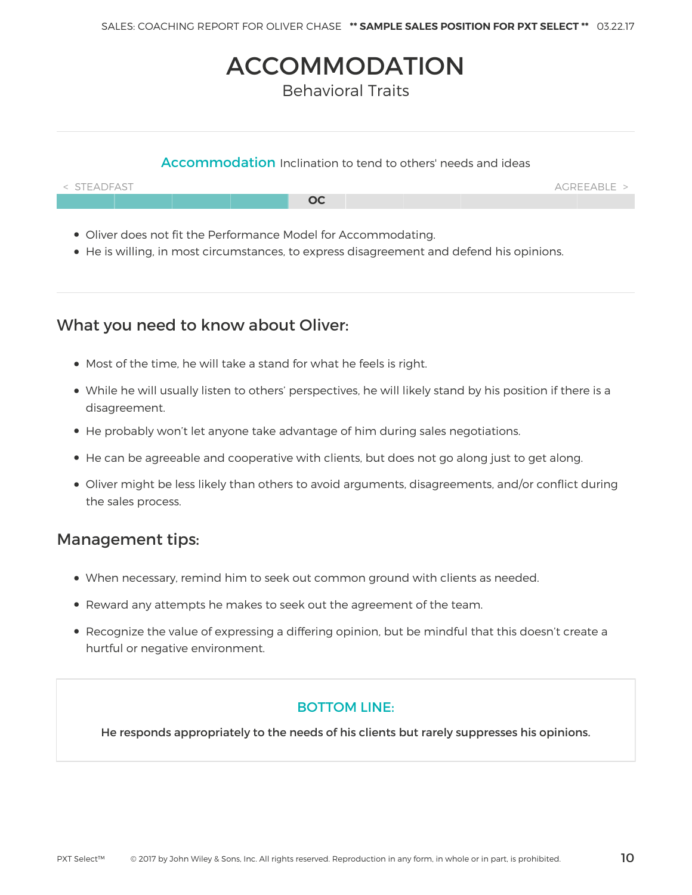# ACCOMMODATION

Behavioral Traits

**Accommodation** Inclination to tend to others' needs and ideas

< STEADFAST | AGREEABLE >

OC

- Oliver does not fit the Performance Model for Accommodating.
- He is willing, in most circumstances, to express disagreement and defend his opinions.

## What you need to know about Oliver:

- Most of the time, he will take a stand for what he feels is right.
- While he will usually listen to others' perspectives, he will likely stand by his position if there is a disagreement.
- He probably won't let anyone take advantage of him during sales negotiations.
- He can be agreeable and cooperative with clients, but does not go along just to get along.
- Oliver might be less likely than others to avoid arguments, disagreements, and/or conflict during the sales process.

## Management tips:

- When necessary, remind him to seek out common ground with clients as needed.
- Reward any attempts he makes to seek out the agreement of the team.
- Recognize the value of expressing a differing opinion, but be mindful that this doesn't create a hurtful or negative environment.

### BOTTOM LINE:

**He responds appropriately to the needs of his clients but rarely suppresses his opinions.**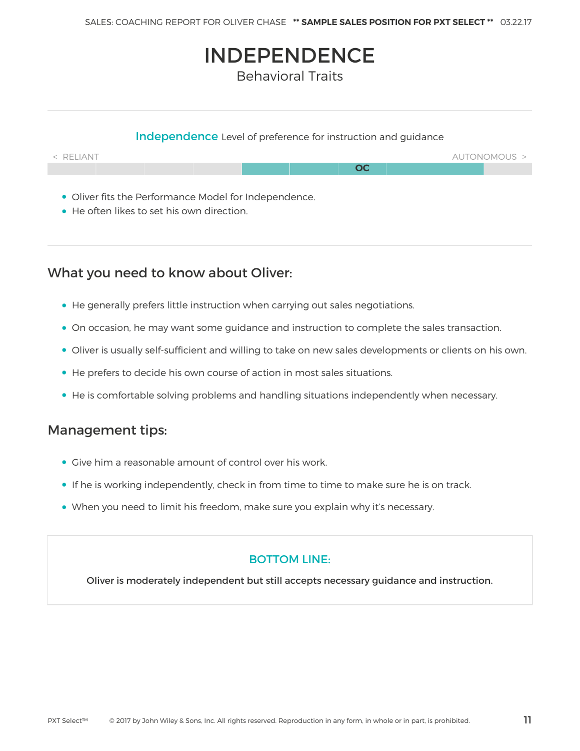# INDEPENDENCE

Behavioral Traits

**Independence** Level of preference for instruction and guidance

< RELIANT | AUTONOMOUS >

OC

- Oliver fits the Performance Model for Independence.
- He often likes to set his own direction.

## What you need to know about Oliver:

- He generally prefers little instruction when carrying out sales negotiations.
- On occasion, he may want some guidance and instruction to complete the sales transaction.
- Oliver is usually self-sufficient and willing to take on new sales developments or clients on his own.
- He prefers to decide his own course of action in most sales situations.
- He is comfortable solving problems and handling situations independently when necessary.

## Management tips:

- Give him a reasonable amount of control over his work.
- If he is working independently, check in from time to time to make sure he is on track.
- When you need to limit his freedom, make sure you explain why it's necessary.

**BOTTOM LINE:**

**Oliver is moderately independent but still accepts necessary guidance and instruction.**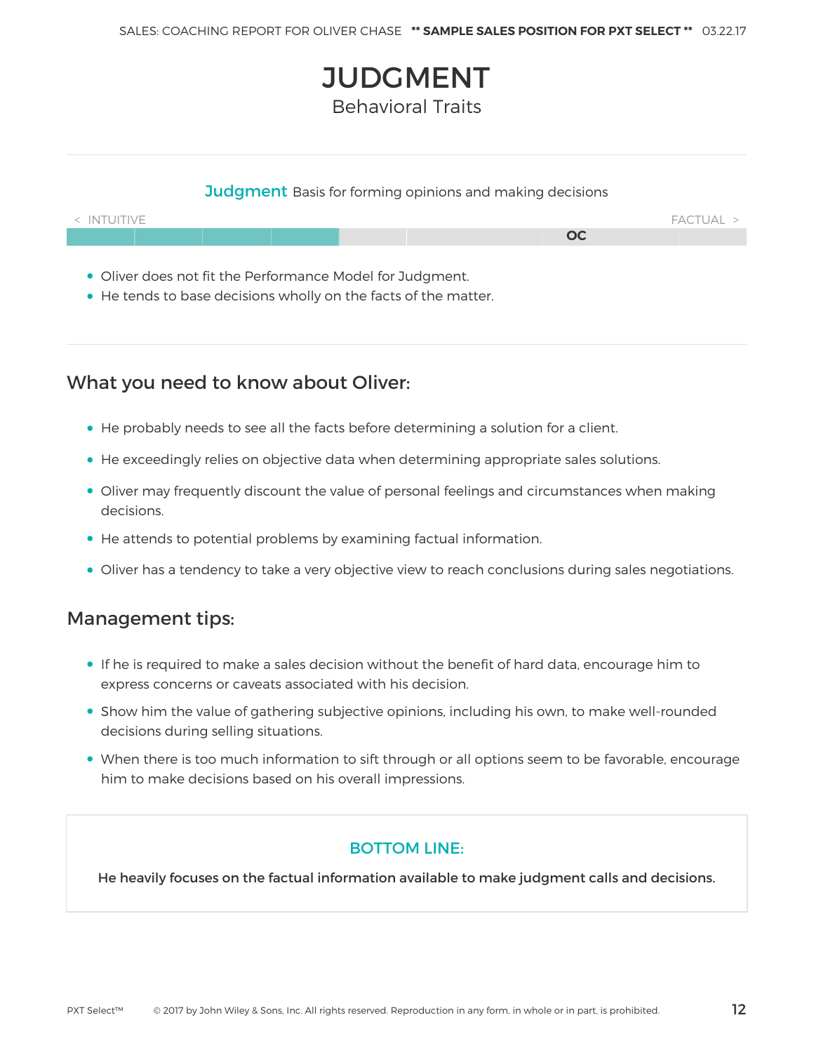# JUDGMENT

Behavioral Traits

**Judgment** Basis for forming opinions and making decisions

< INTUITIVE | FACTUAL >

OC

- Oliver does not fit the Performance Model for Judgment.
- He tends to base decisions wholly on the facts of the matter.

## What you need to know about Oliver:

- He probably needs to see all the facts before determining a solution for a client.
- He exceedingly relies on objective data when determining appropriate sales solutions.
- Oliver may frequently discount the value of personal feelings and circumstances when making decisions.
- He attends to potential problems by examining factual information.
- Oliver has a tendency to take a very objective view to reach conclusions during sales negotiations.

## Management tips:

- If he is required to make a sales decision without the benefit of hard data, encourage him to express concerns or caveats associated with his decision.
- Show him the value of gathering subjective opinions, including his own, to make well-rounded decisions during selling situations.
- When there is too much information to sift through or all options seem to be favorable, encourage him to make decisions based on his overall impressions.

**BOTTOM LINE:**

**He heavily focuses on the factual information available to make judgment calls and decisions.**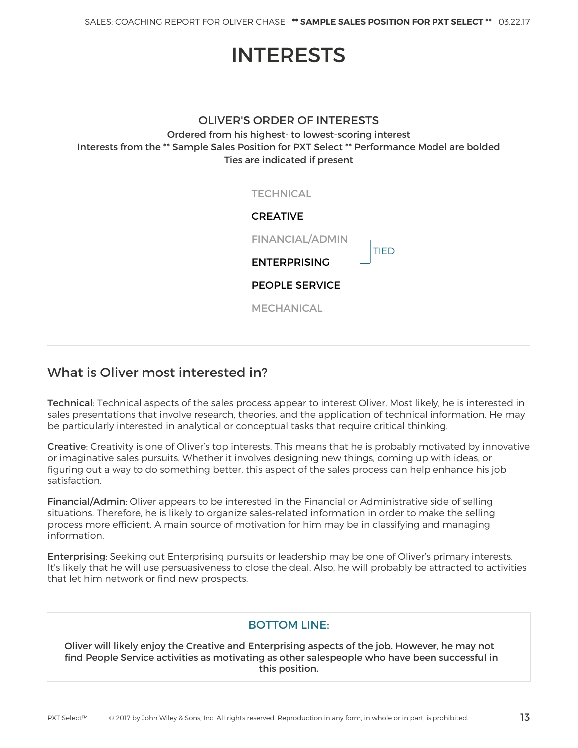# INTERESTS

## OLIVER'S ORDER OF INTERESTS

Ordered from his highest- to lowest-scoring interest

Interests from the ** Sample Sales Position for PXT Select ** Performance Model are bolded

Ties are indicated if present

TECHNICAL

**CREATIVE**

FINANCIAL/ADMIN — TIED

**ENTERPRISING** — TIED

**PEOPLE SERVICE**

MECHANICAL

## What is Oliver most interested in?

**Technical**: Technical aspects of the sales process appear to interest Oliver. Most likely, he is interested in sales presentations that involve research, theories, and the application of technical information. He may be particularly interested in analytical or conceptual tasks that require critical thinking.

**Creative**: Creativity is one of Oliver's top interests. This means that he is probably motivated by innovative or imaginative sales pursuits. Whether it involves designing new things, coming up with ideas, or figuring out a way to do something better, this aspect of the sales process can help enhance his job satisfaction.

**Financial/Admin**: Oliver appears to be interested in the Financial or Administrative side of selling situations. Therefore, he is likely to organize sales-related information in order to make the selling process more efficient. A main source of motivation for him may be in classifying and managing information.

**Enterprising**: Seeking out Enterprising pursuits or leadership may be one of Oliver's primary interests. It's likely that he will use persuasiveness to close the deal. Also, he will probably be attracted to activities that let him network or find new prospects.

### BOTTOM LINE:

**Oliver will likely enjoy the Creative and Enterprising aspects of the job. However, he may not find People Service activities as motivating as other salespeople who have been successful in this position.**